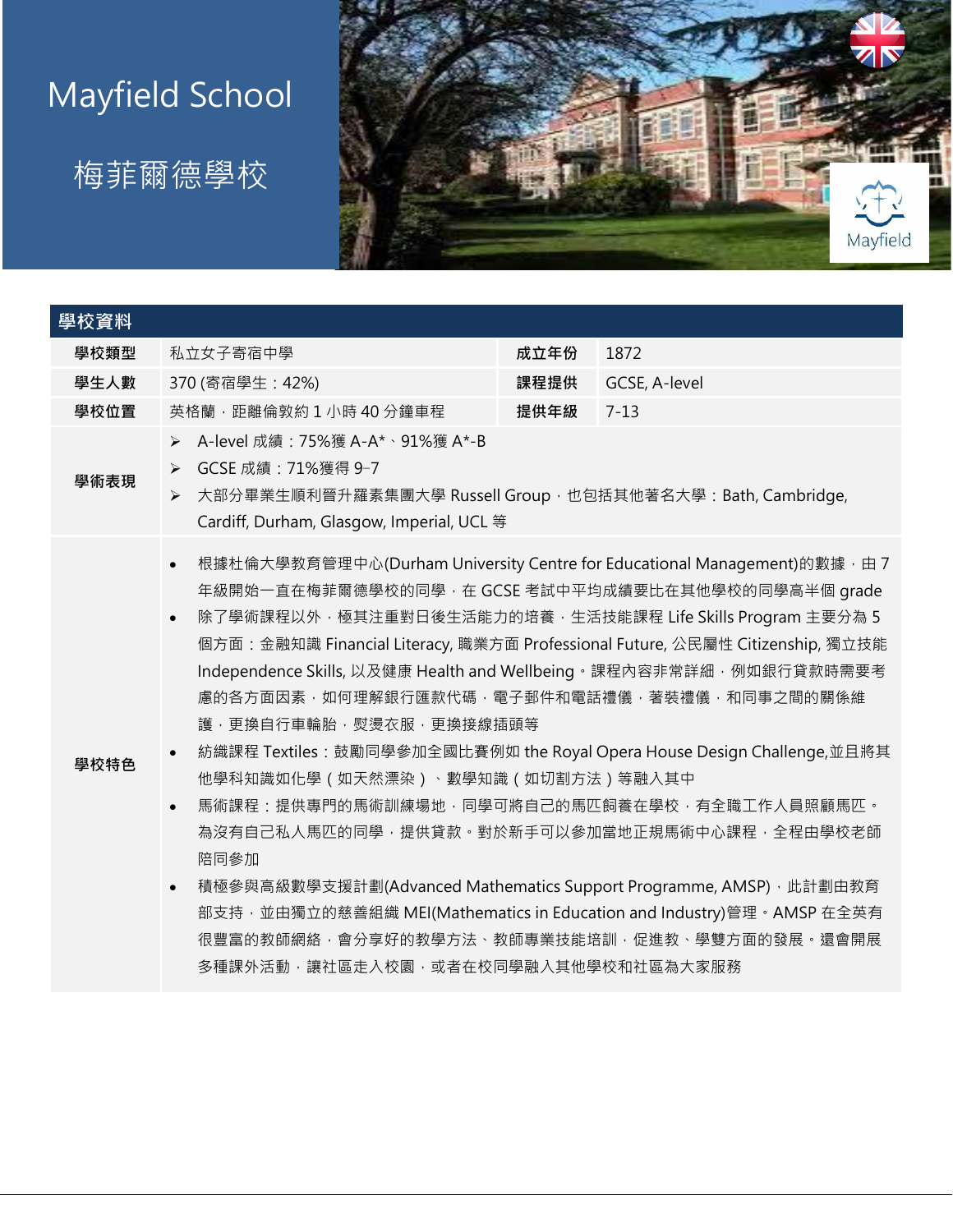# Mayfield School

# 梅菲爾德學校

| 學校資料 | | | |
|---|---|---|---|
| **學校類型** | 私立女子寄宿中學 | **成立年份** | 1872 |
| **學生人數** | 370 (寄宿學生：42%) | **課程提供** | GCSE, A-level |
| **學校位置** | 英格蘭，距離倫敦約 1 小時 40 分鐘車程 | **提供年級** | 7-13 |
| **學術表現** | ➢ A-level 成績：75%獲 A-A*、91%獲 A*-B<br>➢ GCSE 成績：71%獲得 9-7<br>➢ 大部分畢業生順利晉升羅素集團大學 Russell Group，也包括其他著名大學：Bath, Cambridge, Cardiff, Durham, Glasgow, Imperial, UCL 等 | | |
| **學校特色** | • 根據杜倫大學教育管理中心(Durham University Centre for Educational Management)的數據，由 7 年級開始一直在梅菲爾德學校的同學，在 GCSE 考試中平均成績要比在其他學校的同學高半個 grade<br>• 除了學術課程以外，極其注重對日後生活能力的培養，生活技能課程 Life Skills Program 主要分為 5 個方面：金融知識 Financial Literacy, 職業方面 Professional Future, 公民屬性 Citizenship, 獨立技能 Independence Skills, 以及健康 Health and Wellbeing。課程內容非常詳細，例如銀行貸款時需要考慮的各方面因素，如何理解銀行匯款代碼，電子郵件和電話禮儀，著裝禮儀，和同事之間的關係維護，更換自行車輪胎，熨燙衣服，更換接線插頭等<br>• 紡織課程 Textiles：鼓勵同學參加全國比賽例如 the Royal Opera House Design Challenge,並且將其他學科知識如化學（如天然漂染）、數學知識（如切割方法）等融入其中<br>• 馬術課程：提供專門的馬術訓練場地，同學可將自己的馬匹飼養在學校，有全職工作人員照顧馬匹。為沒有自己私人馬匹的同學，提供貸款。對於新手可以參加當地正規馬術中心課程，全程由學校老師陪同參加<br>• 積極參與高級數學支援計劃(Advanced Mathematics Support Programme, AMSP)，此計劃由教育部支持，並由獨立的慈善組織 MEI(Mathematics in Education and Industry)管理。AMSP 在全英有很豐富的教師網絡，會分享好的教學方法、教師專業技能培訓，促進教、學雙方面的發展。還會開展多種課外活動，讓社區走入校園，或者在校同學融入其他學校和社區為大家服務 | | |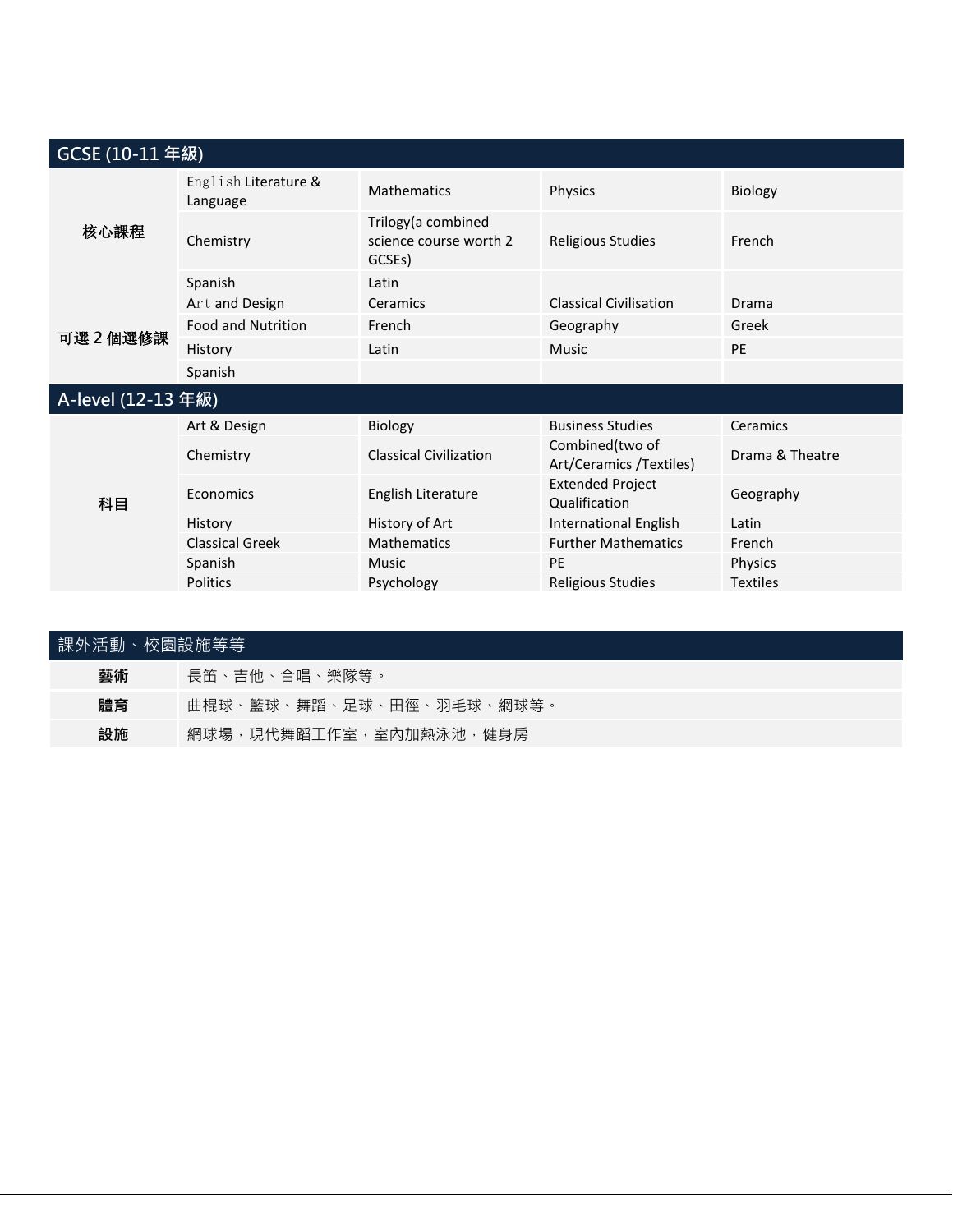| GCSE (10-11 年級) | | | | |
|---|---|---|---|---|
| **核心課程** | English Literature & Language | Mathematics | Physics | Biology |
| | Chemistry | Trilogy(a combined science course worth 2 GCSEs) | Religious Studies | French |
| | Spanish | Latin | | |
| **可選 2 個選修課** | Art and Design | Ceramics | Classical Civilisation | Drama |
| | Food and Nutrition | French | Geography | Greek |
| | History | Latin | Music | PE |
| | Spanish | | | |

| A-level (12-13 年級) | | | | |
|---|---|---|---|---|
| **科目** | Art & Design | Biology | Business Studies | Ceramics |
| | Chemistry | Classical Civilization | Combined(two of Art/Ceramics /Textiles) | Drama & Theatre |
| | Economics | English Literature | Extended Project Qualification | Geography |
| | History | History of Art | International English | Latin |
| | Classical Greek | Mathematics | Further Mathematics | French |
| | Spanish | Music | PE | Physics |
| | Politics | Psychology | Religious Studies | Textiles |

| 課外活動、校園設施等等 | |
|---|---|
| **藝術** | 長笛、吉他、合唱、樂隊等。 |
| **體育** | 曲棍球、籃球、舞蹈、足球、田徑、羽毛球、網球等。 |
| **設施** | 網球場，現代舞蹈工作室，室內加熱泳池，健身房 |